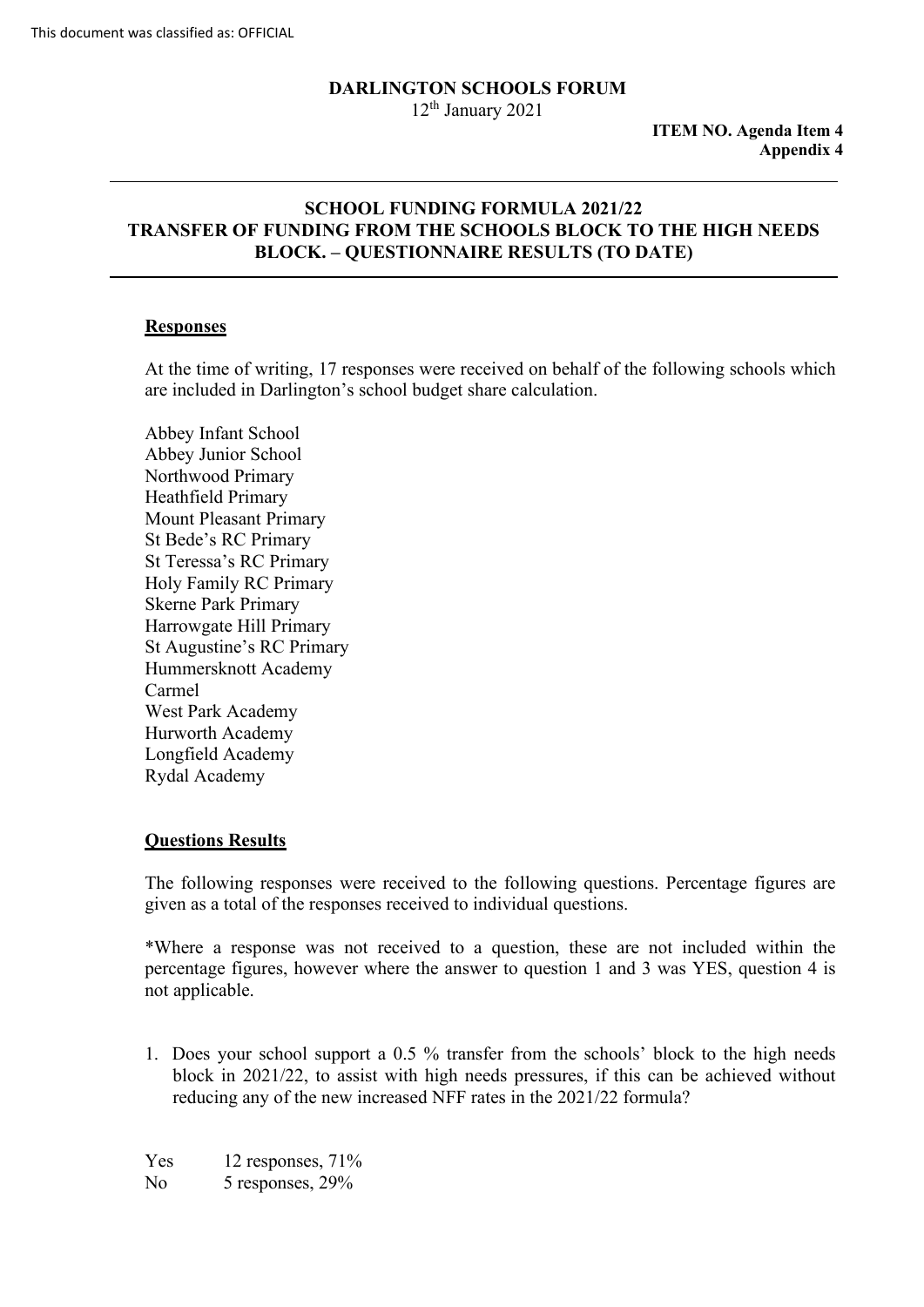This document was classified as: OFFICIAL

**DARLINGTON SCHOOLS FORUM**
12th January 2021

**ITEM NO. Agenda Item 4**
**Appendix 4**

---

## SCHOOL FUNDING FORMULA 2021/22 TRANSFER OF FUNDING FROM THE SCHOOLS BLOCK TO THE HIGH NEEDS BLOCK. – QUESTIONNAIRE RESULTS (TO DATE)

---

### Responses

At the time of writing, 17 responses were received on behalf of the following schools which are included in Darlington's school budget share calculation.

Abbey Infant School
Abbey Junior School
Northwood Primary
Heathfield Primary
Mount Pleasant Primary
St Bede's RC Primary
St Teressa's RC Primary
Holy Family RC Primary
Skerne Park Primary
Harrowgate Hill Primary
St Augustine's RC Primary
Hummersknott Academy
Carmel
West Park Academy
Hurworth Academy
Longfield Academy
Rydal Academy

### Questions Results

The following responses were received to the following questions. Percentage figures are given as a total of the responses received to individual questions.

*Where a response was not received to a question, these are not included within the percentage figures, however where the answer to question 1 and 3 was YES, question 4 is not applicable.

1. Does your school support a 0.5 % transfer from the schools' block to the high needs block in 2021/22, to assist with high needs pressures, if this can be achieved without reducing any of the new increased NFF rates in the 2021/22 formula?

Yes 12 responses, 71%
No 5 responses, 29%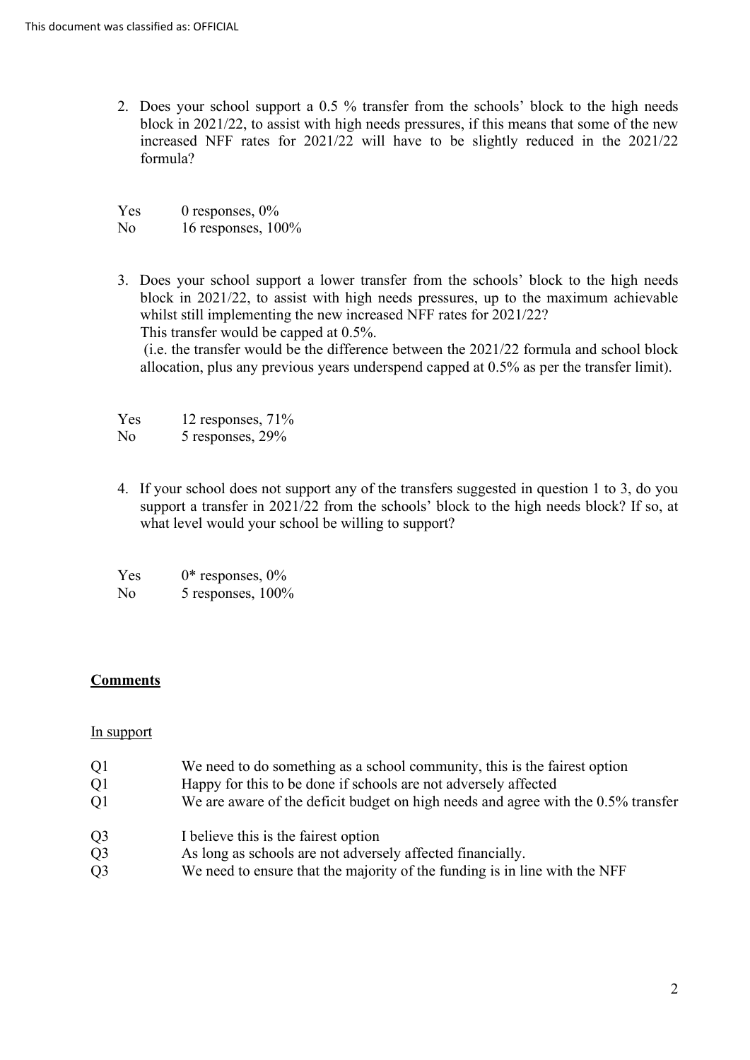2. Does your school support a 0.5 % transfer from the schools' block to the high needs block in 2021/22, to assist with high needs pressures, if this means that some of the new increased NFF rates for 2021/22 will have to be slightly reduced in the 2021/22 formula?

Yes 0 responses, 0%
No 16 responses, 100%

3. Does your school support a lower transfer from the schools' block to the high needs block in 2021/22, to assist with high needs pressures, up to the maximum achievable whilst still implementing the new increased NFF rates for 2021/22?
This transfer would be capped at 0.5%.
(i.e. the transfer would be the difference between the 2021/22 formula and school block allocation, plus any previous years underspend capped at 0.5% as per the transfer limit).

Yes 12 responses, 71%
No 5 responses, 29%

4. If your school does not support any of the transfers suggested in question 1 to 3, do you support a transfer in 2021/22 from the schools' block to the high needs block? If so, at what level would your school be willing to support?

Yes 0* responses, 0%
No 5 responses, 100%

**Comments**

In support

Q1 We need to do something as a school community, this is the fairest option
Q1 Happy for this to be done if schools are not adversely affected
Q1 We are aware of the deficit budget on high needs and agree with the 0.5% transfer

Q3 I believe this is the fairest option
Q3 As long as schools are not adversely affected financially.
Q3 We need to ensure that the majority of the funding is in line with the NFF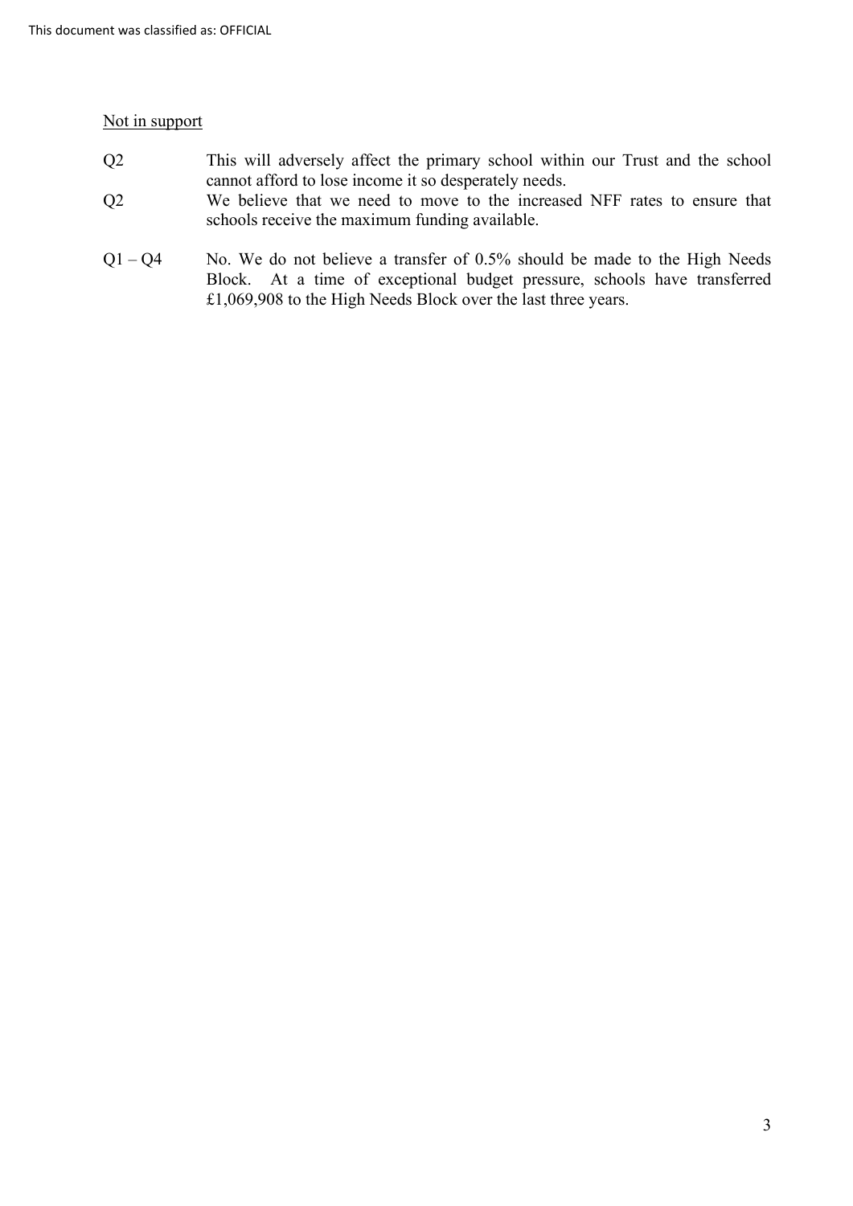Not in support

| | |
|---|---|
| Q2 | This will adversely affect the primary school within our Trust and the school cannot afford to lose income it so desperately needs. |
| Q2 | We believe that we need to move to the increased NFF rates to ensure that schools receive the maximum funding available. |
| Q1 – Q4 | No. We do not believe a transfer of 0.5% should be made to the High Needs Block. At a time of exceptional budget pressure, schools have transferred £1,069,908 to the High Needs Block over the last three years. |